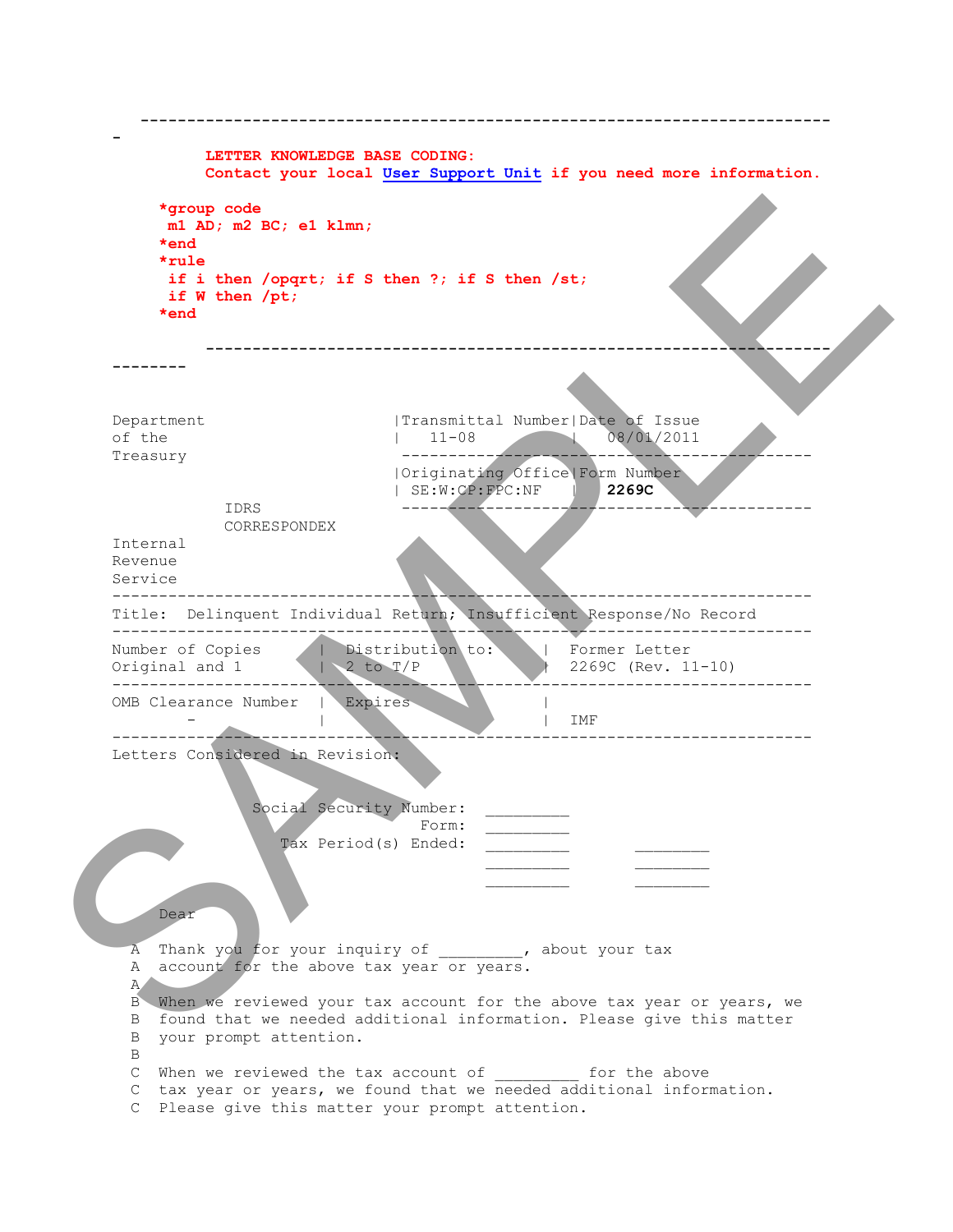--------------------------------------------------------------------------------

**LETTER KNOWLEDGE BASE CODING:**
**Contact your local User Support Unit if you need more information.**

```
*group code
 m1 AD; m2 BC; e1 klmn;
*end
*rule
 if i then /opqrt; if S then ?; if S then /st;
 if W then /pt;
*end
```

--------------------------------------------------------------------------------

| Department of the Treasury | Transmittal Number | Date of Issue |
|---|---|---|
| | 11-08 | 08/01/2011 |
| | Originating Office | Form Number |
| IDRS CORRESPONDEX | SE:W:CP:FPC:NF | **2269C** |
| Internal Revenue Service | | |

Title: Delinquent Individual Return; Insufficient Response/No Record

| Number of Copies | Distribution to: | Former Letter |
|---|---|---|
| Original and 1 | 2 to T/P | 2269C (Rev. 11-10) |

| OMB Clearance Number | Expires | |
|---|---|---|
| - | | IMF |

Letters Considered in Revision:

Social Security Number: _________
Form: _________
Tax Period(s) Ended: _________ ________
_________ ________
_________ ________

Dear

A Thank you for your inquiry of _________, about your tax
A account for the above tax year or years.
A
B When we reviewed your tax account for the above tax year or years, we
B found that we needed additional information. Please give this matter
B your prompt attention.
B
C When we reviewed the tax account of _________ for the above
C tax year or years, we found that we needed additional information.
C Please give this matter your prompt attention.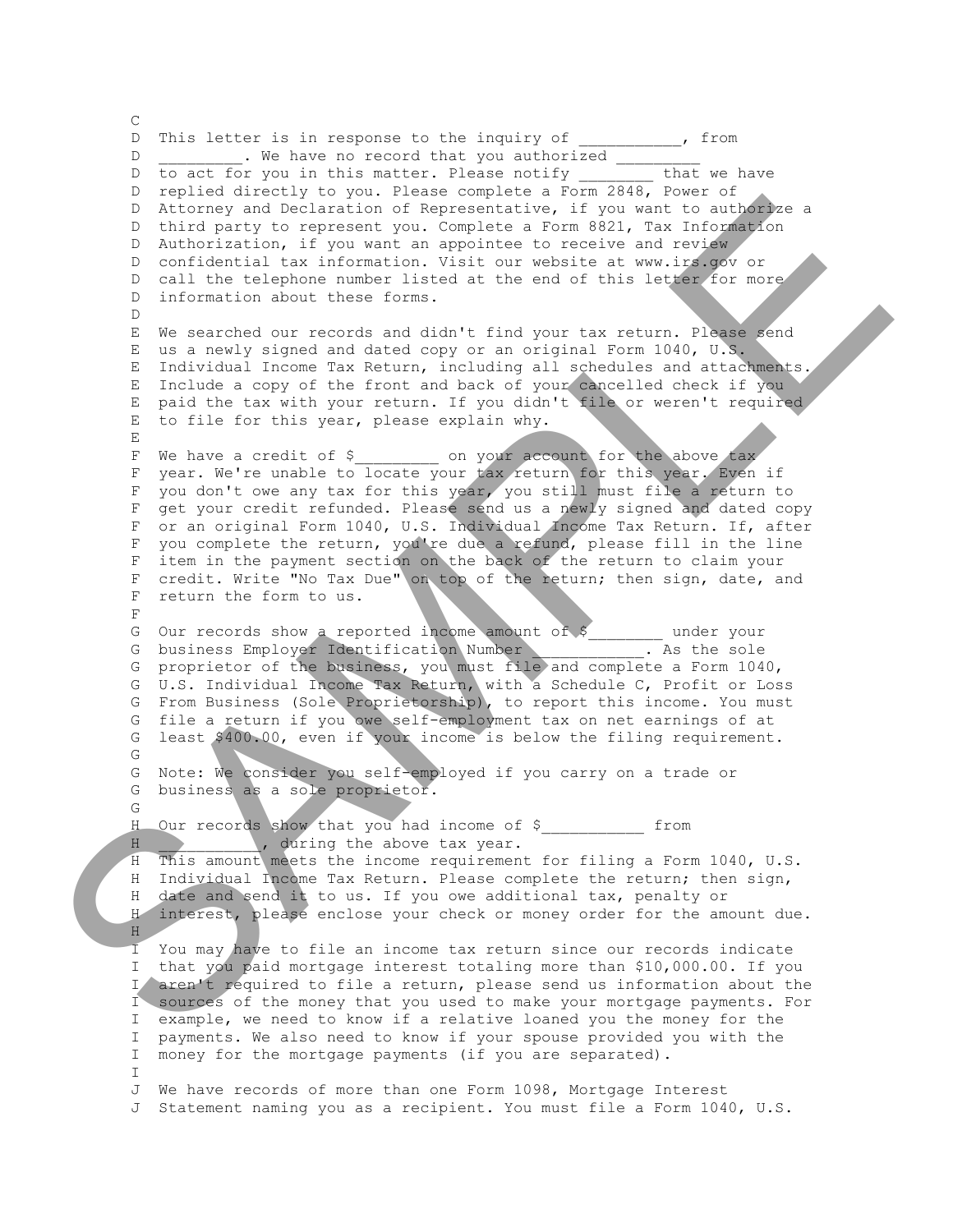C
D This letter is in response to the inquiry of ___________, from
D _________. We have no record that you authorized _________
D to act for you in this matter. Please notify ________ that we have
D replied directly to you. Please complete a Form 2848, Power of
D Attorney and Declaration of Representative, if you want to authorize a
D third party to represent you. Complete a Form 8821, Tax Information
D Authorization, if you want an appointee to receive and review
D confidential tax information. Visit our website at www.irs.gov or
D call the telephone number listed at the end of this letter for more
D information about these forms.
D
E We searched our records and didn't find your tax return. Please send
E us a newly signed and dated copy or an original Form 1040, U.S.
E Individual Income Tax Return, including all schedules and attachments.
E Include a copy of the front and back of your cancelled check if you
E paid the tax with your return. If you didn't file or weren't required
E to file for this year, please explain why.
E
F We have a credit of $_________ on your account for the above tax
F year. We're unable to locate your tax return for this year. Even if
F you don't owe any tax for this year, you still must file a return to
F get your credit refunded. Please send us a newly signed and dated copy
F or an original Form 1040, U.S. Individual Income Tax Return. If, after
F you complete the return, you're due a refund, please fill in the line
F item in the payment section on the back of the return to claim your
F credit. Write "No Tax Due" on top of the return; then sign, date, and
F return the form to us.
F
G Our records show a reported income amount of $________ under your
G business Employer Identification Number ____________. As the sole
G proprietor of the business, you must file and complete a Form 1040,
G U.S. Individual Income Tax Return, with a Schedule C, Profit or Loss
G From Business (Sole Proprietorship), to report this income. You must
G file a return if you owe self-employment tax on net earnings of at
G least $400.00, even if your income is below the filing requirement.
G
G Note: We consider you self-employed if you carry on a trade or
G business as a sole proprietor.
G
H Our records show that you had income of $___________ from
H ___________, during the above tax year.
H This amount meets the income requirement for filing a Form 1040, U.S.
H Individual Income Tax Return. Please complete the return; then sign,
H date and send it to us. If you owe additional tax, penalty or
H interest, please enclose your check or money order for the amount due.
H
I You may have to file an income tax return since our records indicate
I that you paid mortgage interest totaling more than $10,000.00. If you
I aren't required to file a return, please send us information about the
I sources of the money that you used to make your mortgage payments. For
I example, we need to know if a relative loaned you the money for the
I payments. We also need to know if your spouse provided you with the
I money for the mortgage payments (if you are separated).
I
J We have records of more than one Form 1098, Mortgage Interest
J Statement naming you as a recipient. You must file a Form 1040, U.S.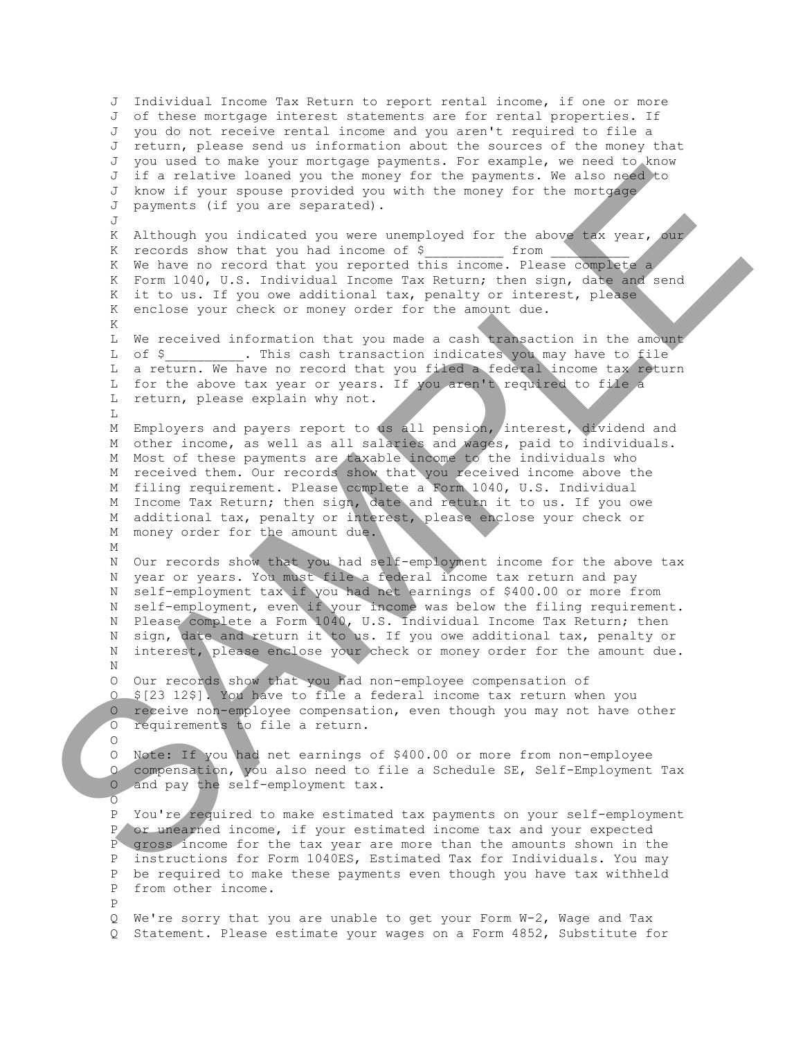J Individual Income Tax Return to report rental income, if one or more
J of these mortgage interest statements are for rental properties. If
J you do not receive rental income and you aren't required to file a
J return, please send us information about the sources of the money that
J you used to make your mortgage payments. For example, we need to know
J if a relative loaned you the money for the payments. We also need to
J know if your spouse provided you with the money for the mortgage
J payments (if you are separated).
J
K Although you indicated you were unemployed for the above tax year, our
K records show that you had income of $__________ from __________
K We have no record that you reported this income. Please complete a
K Form 1040, U.S. Individual Income Tax Return; then sign, date and send
K it to us. If you owe additional tax, penalty or interest, please
K enclose your check or money order for the amount due.
K
L We received information that you made a cash transaction in the amount
L of $__________. This cash transaction indicates you may have to file
L a return. We have no record that you filed a federal income tax return
L for the above tax year or years. If you aren't required to file a
L return, please explain why not.
L
M Employers and payers report to us all pension, interest, dividend and
M other income, as well as all salaries and wages, paid to individuals.
M Most of these payments are taxable income to the individuals who
M received them. Our records show that you received income above the
M filing requirement. Please complete a Form 1040, U.S. Individual
M Income Tax Return; then sign, date and return it to us. If you owe
M additional tax, penalty or interest, please enclose your check or
M money order for the amount due.
M
N Our records show that you had self-employment income for the above tax
N year or years. You must file a federal income tax return and pay
N self-employment tax if you had net earnings of $400.00 or more from
N self-employment, even if your income was below the filing requirement.
N Please complete a Form 1040, U.S. Individual Income Tax Return; then
N sign, date and return it to us. If you owe additional tax, penalty or
N interest, please enclose your check or money order for the amount due.
N
O Our records show that you had non-employee compensation of
O $[23 12$]. You have to file a federal income tax return when you
O receive non-employee compensation, even though you may not have other
O requirements to file a return.
O
O Note: If you had net earnings of $400.00 or more from non-employee
O compensation, you also need to file a Schedule SE, Self-Employment Tax
O and pay the self-employment tax.
O
P You're required to make estimated tax payments on your self-employment
P or unearned income, if your estimated income tax and your expected
P gross income for the tax year are more than the amounts shown in the
P instructions for Form 1040ES, Estimated Tax for Individuals. You may
P be required to make these payments even though you have tax withheld
P from other income.
P
Q We're sorry that you are unable to get your Form W-2, Wage and Tax
Q Statement. Please estimate your wages on a Form 4852, Substitute for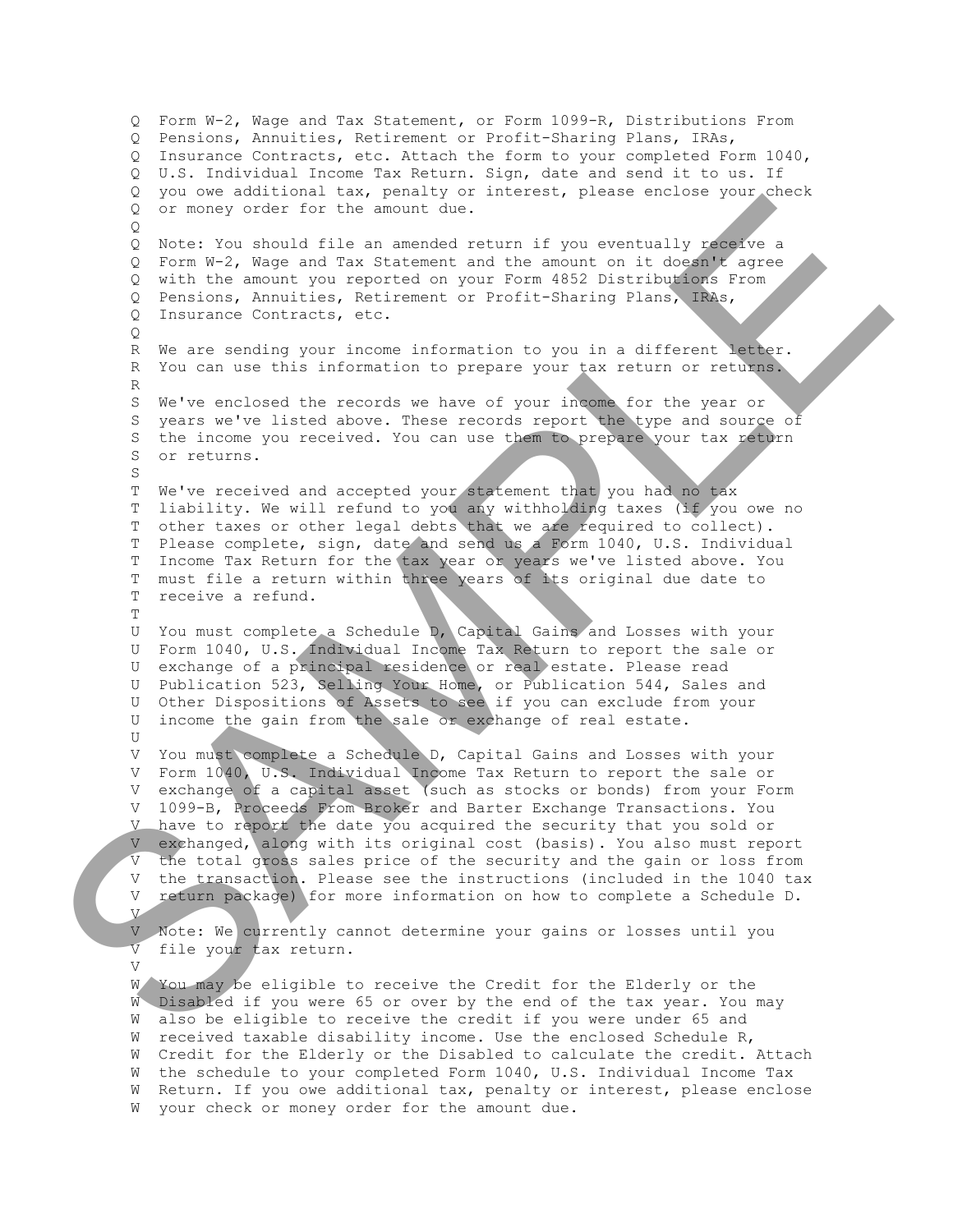```
Q  Form W-2, Wage and Tax Statement, or Form 1099-R, Distributions From
Q  Pensions, Annuities, Retirement or Profit-Sharing Plans, IRAs,
Q  Insurance Contracts, etc. Attach the form to your completed Form 1040,
Q  U.S. Individual Income Tax Return. Sign, date and send it to us. If
Q  you owe additional tax, penalty or interest, please enclose your check
Q  or money order for the amount due.
Q
Q  Note: You should file an amended return if you eventually receive a
Q  Form W-2, Wage and Tax Statement and the amount on it doesn't agree
Q  with the amount you reported on your Form 4852 Distributions From
Q  Pensions, Annuities, Retirement or Profit-Sharing Plans, IRAs,
Q  Insurance Contracts, etc.
Q
R  We are sending your income information to you in a different letter.
R  You can use this information to prepare your tax return or returns.
R
S  We've enclosed the records we have of your income for the year or
S  years we've listed above. These records report the type and source of
S  the income you received. You can use them to prepare your tax return
S  or returns.
S
T  We've received and accepted your statement that you had no tax
T  liability. We will refund to you any withholding taxes (if you owe no
T  other taxes or other legal debts that we are required to collect).
T  Please complete, sign, date and send us a Form 1040, U.S. Individual
T  Income Tax Return for the tax year or years we've listed above. You
T  must file a return within three years of its original due date to
T  receive a refund.
T
U  You must complete a Schedule D, Capital Gains and Losses with your
U  Form 1040, U.S. Individual Income Tax Return to report the sale or
U  exchange of a principal residence or real estate. Please read
U  Publication 523, Selling Your Home, or Publication 544, Sales and
U  Other Dispositions of Assets to see if you can exclude from your
U  income the gain from the sale or exchange of real estate.
U
V  You must complete a Schedule D, Capital Gains and Losses with your
V  Form 1040, U.S. Individual Income Tax Return to report the sale or
V  exchange of a capital asset (such as stocks or bonds) from your Form
V  1099-B, Proceeds From Broker and Barter Exchange Transactions. You
V  have to report the date you acquired the security that you sold or
V  exchanged, along with its original cost (basis). You also must report
V  the total gross sales price of the security and the gain or loss from
V  the transaction. Please see the instructions (included in the 1040 tax
V  return package) for more information on how to complete a Schedule D.
V
V  Note: We currently cannot determine your gains or losses until you
V  file your tax return.
V
W  You may be eligible to receive the Credit for the Elderly or the
W  Disabled if you were 65 or over by the end of the tax year. You may
W  also be eligible to receive the credit if you were under 65 and
W  received taxable disability income. Use the enclosed Schedule R,
W  Credit for the Elderly or the Disabled to calculate the credit. Attach
W  the schedule to your completed Form 1040, U.S. Individual Income Tax
W  Return. If you owe additional tax, penalty or interest, please enclose
W  your check or money order for the amount due.
```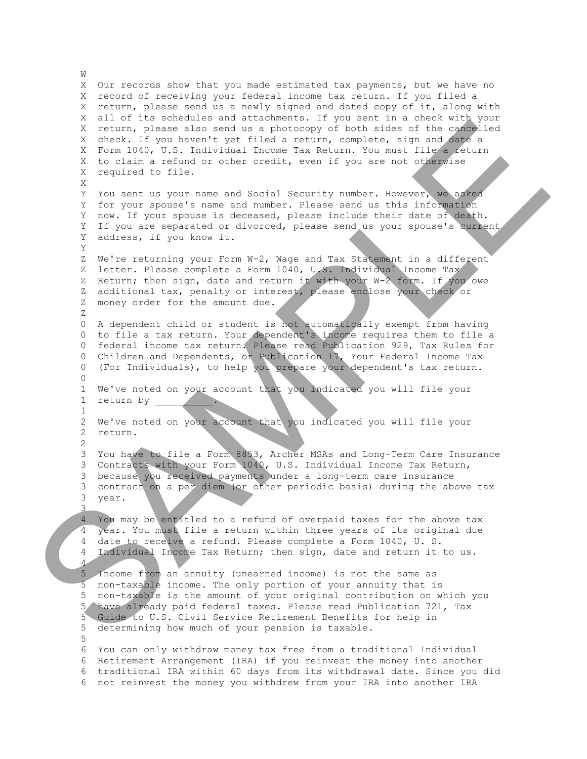W
X Our records show that you made estimated tax payments, but we have no
X record of receiving your federal income tax return. If you filed a
X return, please send us a newly signed and dated copy of it, along with
X all of its schedules and attachments. If you sent in a check with your
X return, please also send us a photocopy of both sides of the cancelled
X check. If you haven't yet filed a return, complete, sign and date a
X Form 1040, U.S. Individual Income Tax Return. You must file a return
X to claim a refund or other credit, even if you are not otherwise
X required to file.
X
Y You sent us your name and Social Security number. However, we asked
Y for your spouse's name and number. Please send us this information
Y now. If your spouse is deceased, please include their date of death.
Y If you are separated or divorced, please send us your spouse's current
Y address, if you know it.
Y
Z We're returning your Form W-2, Wage and Tax Statement in a different
Z letter. Please complete a Form 1040, U.S. Individual Income Tax
Z Return; then sign, date and return it with your W-2 form. If you owe
Z additional tax, penalty or interest, please enclose your check or
Z money order for the amount due.
Z
0 A dependent child or student is not automatically exempt from having
0 to file a tax return. Your dependent's income requires them to file a
0 federal income tax return. Please read Publication 929, Tax Rules for
0 Children and Dependents, or Publication 17, Your Federal Income Tax
0 (For Individuals), to help you prepare your dependent's tax return.
0
1 We've noted on your account that you indicated you will file your
1 return by __________.
1
2 We've noted on your account that you indicated you will file your
2 return.
2
3 You have to file a Form 8853, Archer MSAs and Long-Term Care Insurance
3 Contracts with your Form 1040, U.S. Individual Income Tax Return,
3 because you received payments under a long-term care insurance
3 contract on a per diem (or other periodic basis) during the above tax
3 year.
3
4 You may be entitled to a refund of overpaid taxes for the above tax
4 year. You must file a return within three years of its original due
4 date to receive a refund. Please complete a Form 1040, U. S.
4 Individual Income Tax Return; then sign, date and return it to us.
4
5 Income from an annuity (unearned income) is not the same as
5 non-taxable income. The only portion of your annuity that is
5 non-taxable is the amount of your original contribution on which you
5 have already paid federal taxes. Please read Publication 721, Tax
5 Guide to U.S. Civil Service Retirement Benefits for help in
5 determining how much of your pension is taxable.
5
6 You can only withdraw money tax free from a traditional Individual
6 Retirement Arrangement (IRA) if you reinvest the money into another
6 traditional IRA within 60 days from its withdrawal date. Since you did
6 not reinvest the money you withdrew from your IRA into another IRA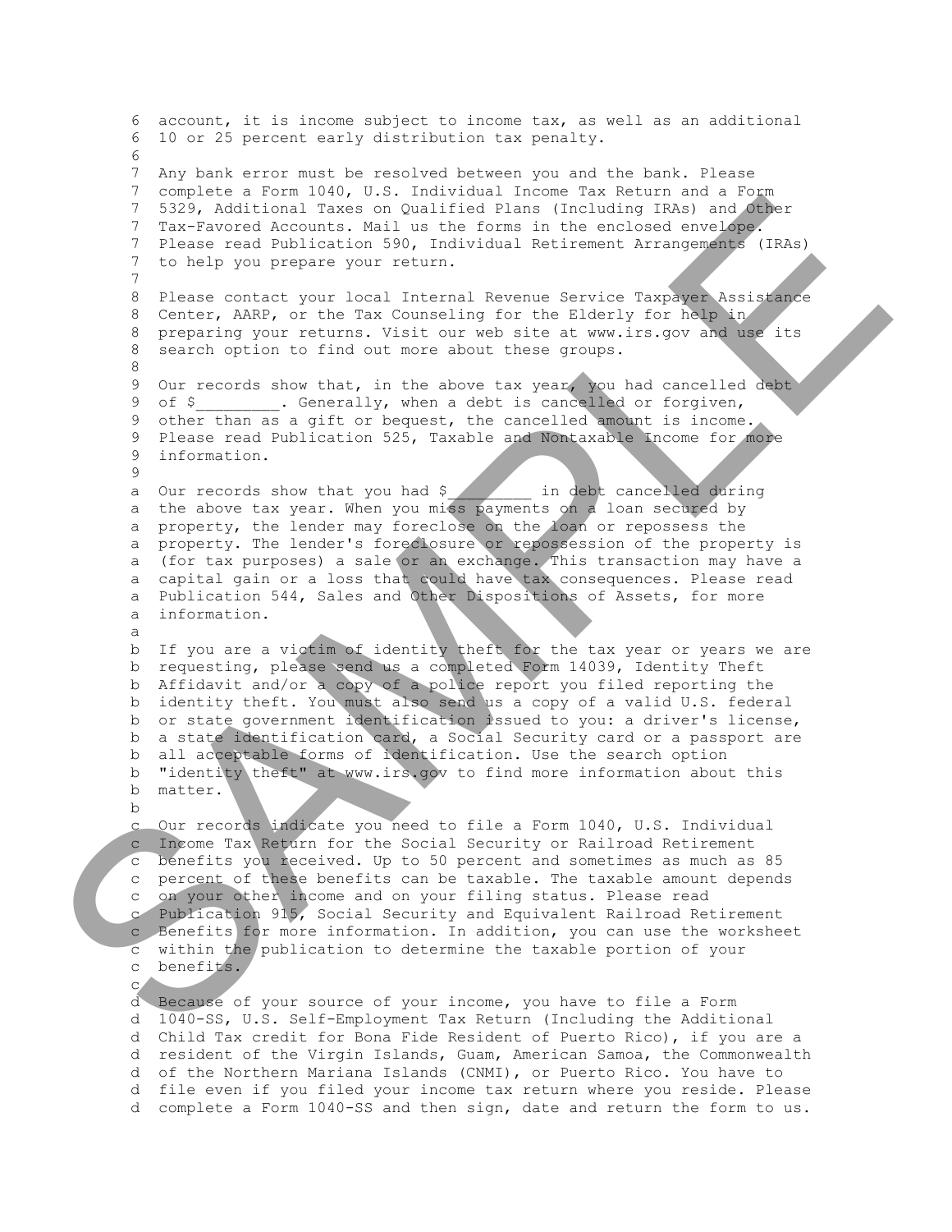```
6  account, it is income subject to income tax, as well as an additional
6  10 or 25 percent early distribution tax penalty.
6
7  Any bank error must be resolved between you and the bank. Please
7  complete a Form 1040, U.S. Individual Income Tax Return and a Form
7  5329, Additional Taxes on Qualified Plans (Including IRAs) and Other
7  Tax-Favored Accounts. Mail us the forms in the enclosed envelope.
7  Please read Publication 590, Individual Retirement Arrangements (IRAs)
7  to help you prepare your return.
7
8  Please contact your local Internal Revenue Service Taxpayer Assistance
8  Center, AARP, or the Tax Counseling for the Elderly for help in
8  preparing your returns. Visit our web site at www.irs.gov and use its
8  search option to find out more about these groups.
8
9  Our records show that, in the above tax year, you had cancelled debt
9  of $_________. Generally, when a debt is cancelled or forgiven,
9  other than as a gift or bequest, the cancelled amount is income.
9  Please read Publication 525, Taxable and Nontaxable Income for more
9  information.
9
a  Our records show that you had $_________ in debt cancelled during
a  the above tax year. When you miss payments on a loan secured by
a  property, the lender may foreclose on the loan or repossess the
a  property. The lender's foreclosure or repossession of the property is
a  (for tax purposes) a sale or an exchange. This transaction may have a
a  capital gain or a loss that could have tax consequences. Please read
a  Publication 544, Sales and Other Dispositions of Assets, for more
a  information.
a
b  If you are a victim of identity theft for the tax year or years we are
b  requesting, please send us a completed Form 14039, Identity Theft
b  Affidavit and/or a copy of a police report you filed reporting the
b  identity theft. You must also send us a copy of a valid U.S. federal
b  or state government identification issued to you: a driver's license,
b  a state identification card, a Social Security card or a passport are
b  all acceptable forms of identification. Use the search option
b  "identity theft" at www.irs.gov to find more information about this
b  matter.
b
c  Our records indicate you need to file a Form 1040, U.S. Individual
c  Income Tax Return for the Social Security or Railroad Retirement
c  benefits you received. Up to 50 percent and sometimes as much as 85
c  percent of these benefits can be taxable. The taxable amount depends
c  on your other income and on your filing status. Please read
c  Publication 915, Social Security and Equivalent Railroad Retirement
c  Benefits for more information. In addition, you can use the worksheet
c  within the publication to determine the taxable portion of your
c  benefits.
c
d  Because of your source of your income, you have to file a Form
d  1040-SS, U.S. Self-Employment Tax Return (Including the Additional
d  Child Tax credit for Bona Fide Resident of Puerto Rico), if you are a
d  resident of the Virgin Islands, Guam, American Samoa, the Commonwealth
d  of the Northern Mariana Islands (CNMI), or Puerto Rico. You have to
d  file even if you filed your income tax return where you reside. Please
d  complete a Form 1040-SS and then sign, date and return the form to us.
```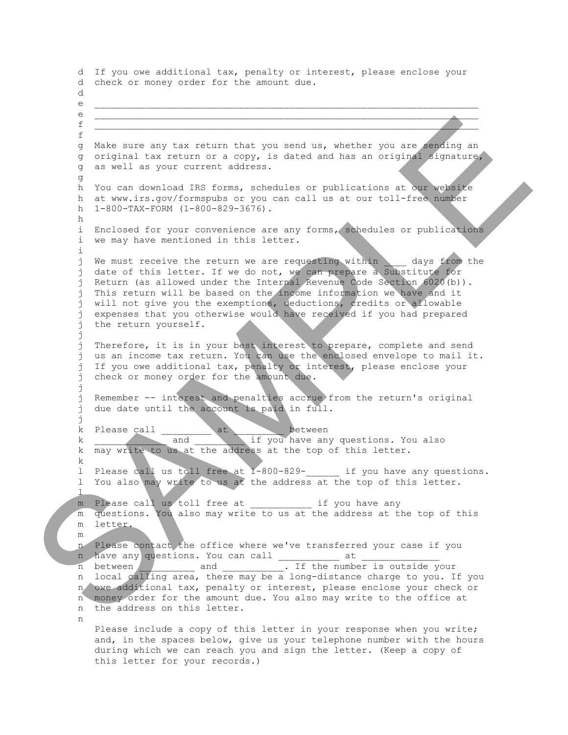d If you owe additional tax, penalty or interest, please enclose your
d check or money order for the amount due.
d
e _______________________________________________________________
e _______________________________________________________________
f _______________________________________________________________
f
g Make sure any tax return that you send us, whether you are sending an
g original tax return or a copy, is dated and has an original signature,
g as well as your current address.
g
h You can download IRS forms, schedules or publications at our website
h at www.irs.gov/formspubs or you can call us at our toll-free number
h 1-800-TAX-FORM (1-800-829-3676).
h
i Enclosed for your convenience are any forms, schedules or publications
i we may have mentioned in this letter.
i
j We must receive the return we are requesting within ____ days from the
j date of this letter. If we do not, we can prepare a Substitute for
j Return (as allowed under the Internal Revenue Code Section 6020(b)).
j This return will be based on the income information we have and it
j will not give you the exemptions, deductions, credits or allowable
j expenses that you otherwise would have received if you had prepared
j the return yourself.
j
j Therefore, it is in your best interest to prepare, complete and send
j us an income tax return. You can use the enclosed envelope to mail it.
j If you owe additional tax, penalty or interest, please enclose your
j check or money order for the amount due.
j
j Remember -- interest and penalties accrue from the return's original
j due date until the account is paid in full.
j
k Please call _________ at _________ between
k ____________ and _________ if you have any questions. You also
k may write to us at the address at the top of this letter.
k
l Please call us toll free at 1-800-829-______ if you have any questions.
l You also may write to us at the address at the top of this letter.
l
m Please call us toll free at ___________ if you have any
m questions. You also may write to us at the address at the top of this
m letter.
m
n Please contact the office where we've transferred your case if you
n have any questions. You can call ___________ at _____________
n between __________ and ___________. If the number is outside your
n local calling area, there may be a long-distance charge to you. If you
n owe additional tax, penalty or interest, please enclose your check or
n money order for the amount due. You also may write to the office at
n the address on this letter.
n

Please include a copy of this letter in your response when you write;
and, in the spaces below, give us your telephone number with the hours
during which we can reach you and sign the letter. (Keep a copy of
this letter for your records.)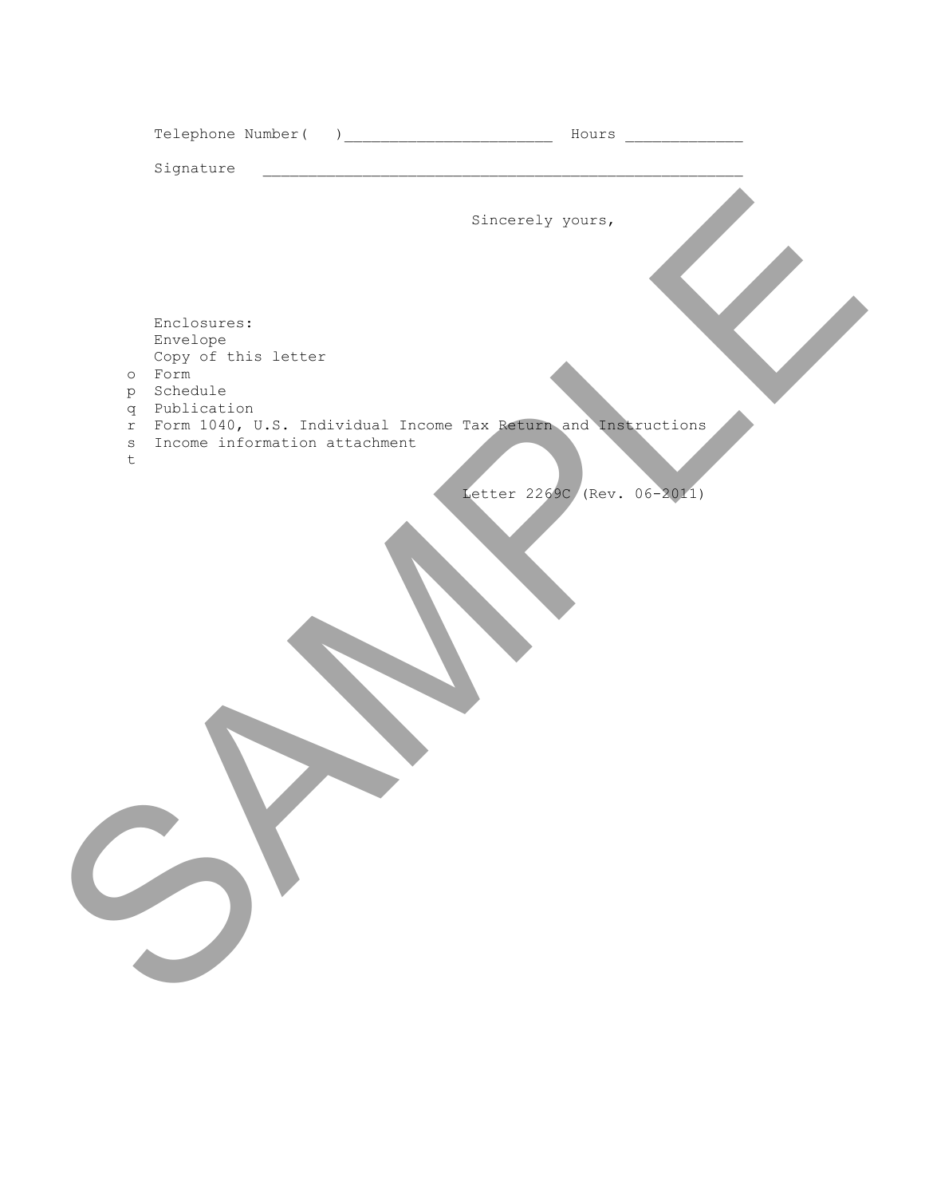Telephone Number(   )______________________ Hours ____________

Signature _____________________________________________________

Sincerely yours,

Enclosures:
Envelope
Copy of this letter
o Form
p Schedule
q Publication
r Form 1040, U.S. Individual Income Tax Return and Instructions
s Income information attachment
t

Letter 2269C (Rev. 06-2011)